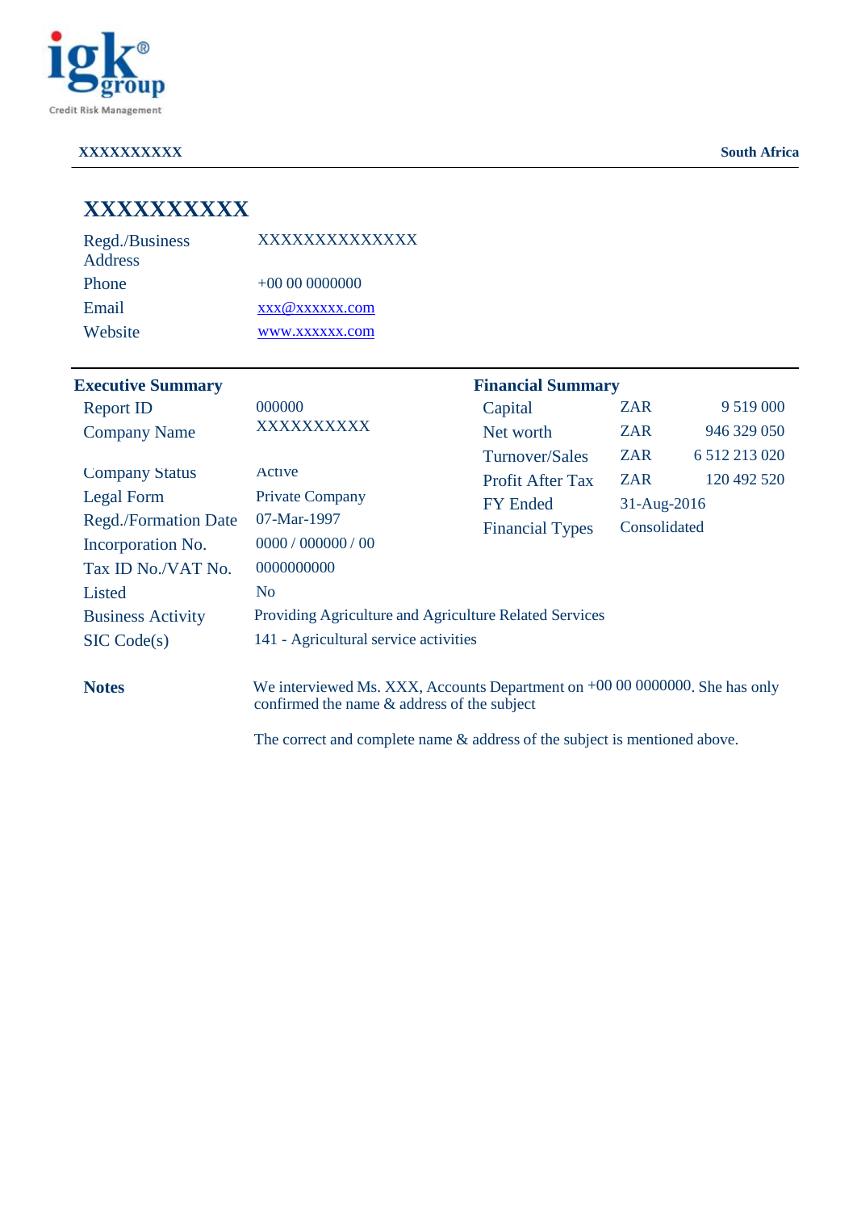igk® group
Credit Risk Management

**XXXXXXXXXX** **South Africa**

# XXXXXXXXXX

| | |
|---|---|
| Regd./Business Address | XXXXXXXXXXXXXX |
| Phone | +00 00 0000000 |
| Email | xxx@xxxxxx.com |
| Website | www.xxxxxx.com |

## Executive Summary

| | |
|---|---|
| Report ID | 000000 |
| Company Name | XXXXXXXXXX |
| Company Status | Active |
| Legal Form | Private Company |
| Regd./Formation Date | 07-Mar-1997 |
| Incorporation No. | 0000 / 000000 / 00 |
| Tax ID No./VAT No. | 0000000000 |
| Listed | No |
| Business Activity | Providing Agriculture and Agriculture Related Services |
| SIC Code(s) | 141 - Agricultural service activities |

## Financial Summary

| | | |
|---|---|---|
| Capital | ZAR | 9 519 000 |
| Net worth | ZAR | 946 329 050 |
| Turnover/Sales | ZAR | 6 512 213 020 |
| Profit After Tax | ZAR | 120 492 520 |
| FY Ended | 31-Aug-2016 | |
| Financial Types | Consolidated | |

**Notes**

We interviewed Ms. XXX, Accounts Department on +00 00 0000000. She has only confirmed the name & address of the subject

The correct and complete name & address of the subject is mentioned above.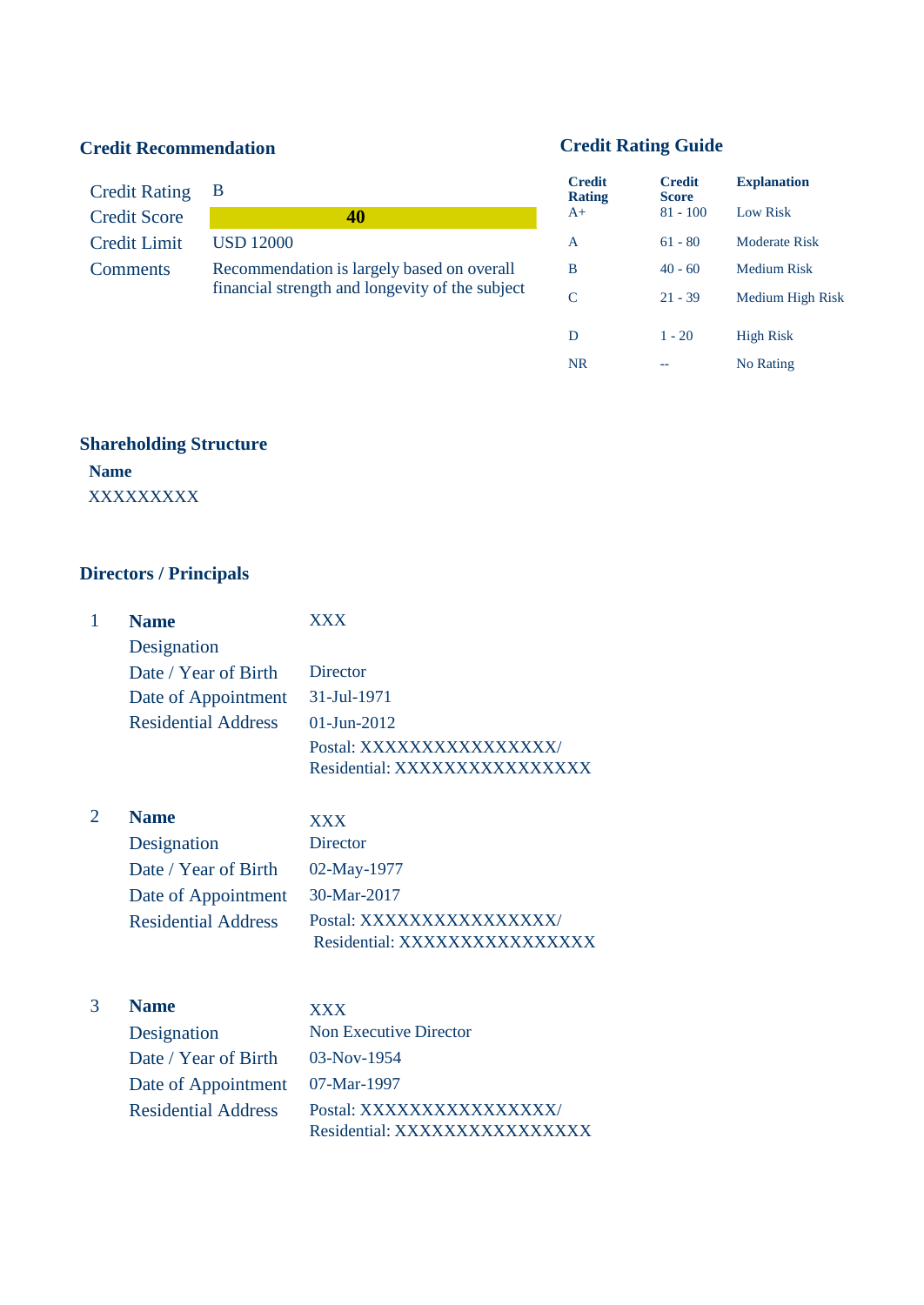## Credit Recommendation

| | |
|---|---|
| Credit Rating | B |
| Credit Score | **40** |
| Credit Limit | USD 12000 |
| Comments | Recommendation is largely based on overall financial strength and longevity of the subject |

## Credit Rating Guide

| Credit Rating | Credit Score | Explanation |
|---|---|---|
| A+ | 81 - 100 | Low Risk |
| A | 61 - 80 | Moderate Risk |
| B | 40 - 60 | Medium Risk |
| C | 21 - 39 | Medium High Risk |
| D | 1 - 20 | High Risk |
| NR | -- | No Rating |

## Shareholding Structure

**Name**

XXXXXXXXX

## Directors / Principals

| | | |
|---|---|---|
| 1 | **Name** | XXX |
| | Designation | |
| | Date / Year of Birth | Director |
| | Date of Appointment | 31-Jul-1971 |
| | Residential Address | 01-Jun-2012 |
| | | Postal: XXXXXXXXXXXXXXX/ Residential: XXXXXXXXXXXXXXX |
| 2 | **Name** | XXX |
| | Designation | Director |
| | Date / Year of Birth | 02-May-1977 |
| | Date of Appointment | 30-Mar-2017 |
| | Residential Address | Postal: XXXXXXXXXXXXXXX/ Residential: XXXXXXXXXXXXXXX |
| 3 | **Name** | XXX |
| | Designation | Non Executive Director |
| | Date / Year of Birth | 03-Nov-1954 |
| | Date of Appointment | 07-Mar-1997 |
| | Residential Address | Postal: XXXXXXXXXXXXXXX/ Residential: XXXXXXXXXXXXXXX |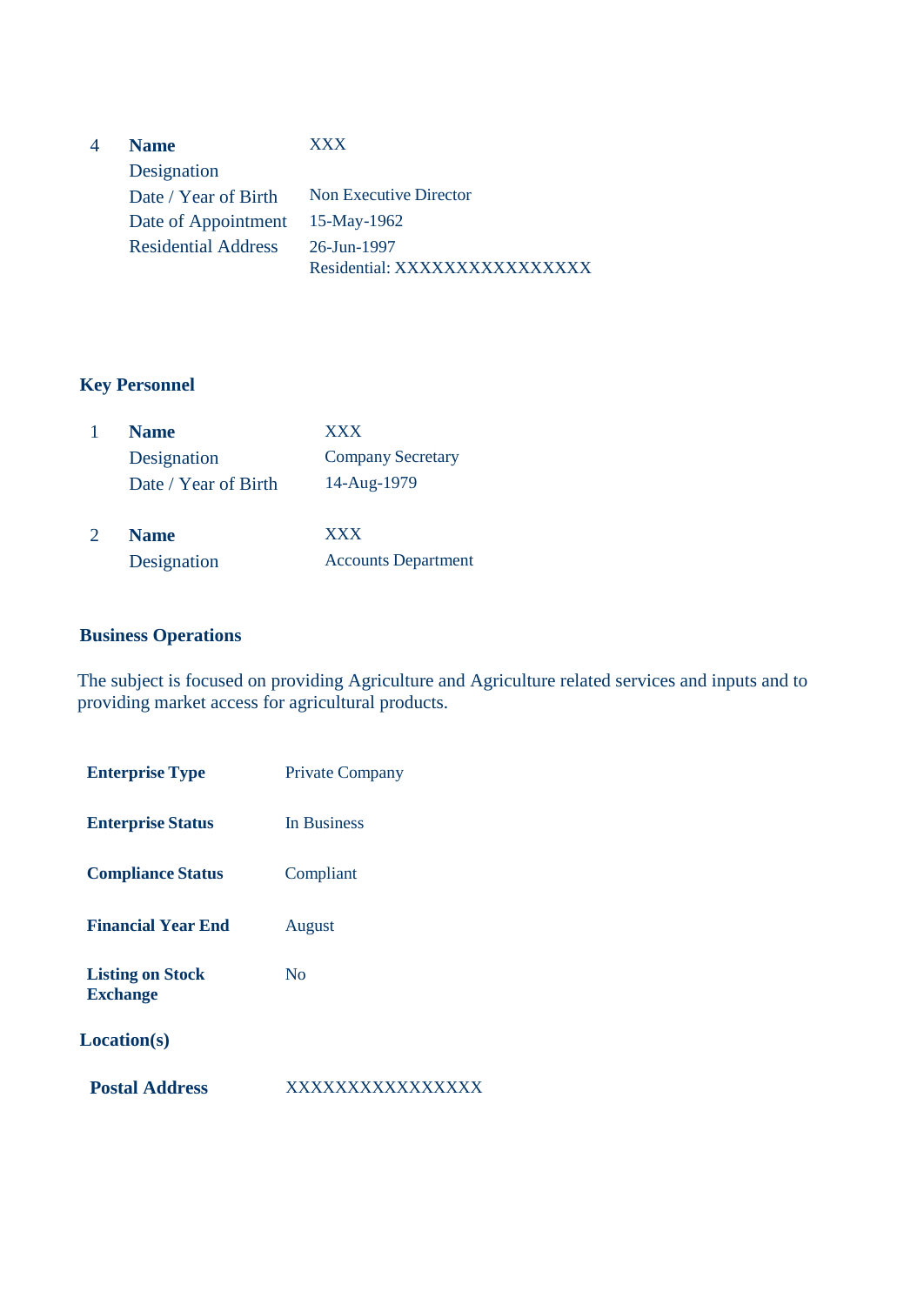| 4 | **Name** | XXX |
|---|---|---|
| | Designation | |
| | Date / Year of Birth | Non Executive Director |
| | Date of Appointment | 15-May-1962 |
| | Residential Address | 26-Jun-1997 |
| | | Residential: XXXXXXXXXXXXXXX |

## Key Personnel

| 1 | **Name** | XXX |
|---|---|---|
| | Designation | Company Secretary |
| | Date / Year of Birth | 14-Aug-1979 |
| 2 | **Name** | XXX |
| | Designation | Accounts Department |

## Business Operations

The subject is focused on providing Agriculture and Agriculture related services and inputs and to providing market access for agricultural products.

| | |
|---|---|
| **Enterprise Type** | Private Company |
| **Enterprise Status** | In Business |
| **Compliance Status** | Compliant |
| **Financial Year End** | August |
| **Listing on Stock Exchange** | No |

## Location(s)

| | |
|---|---|
| **Postal Address** | XXXXXXXXXXXXXXX |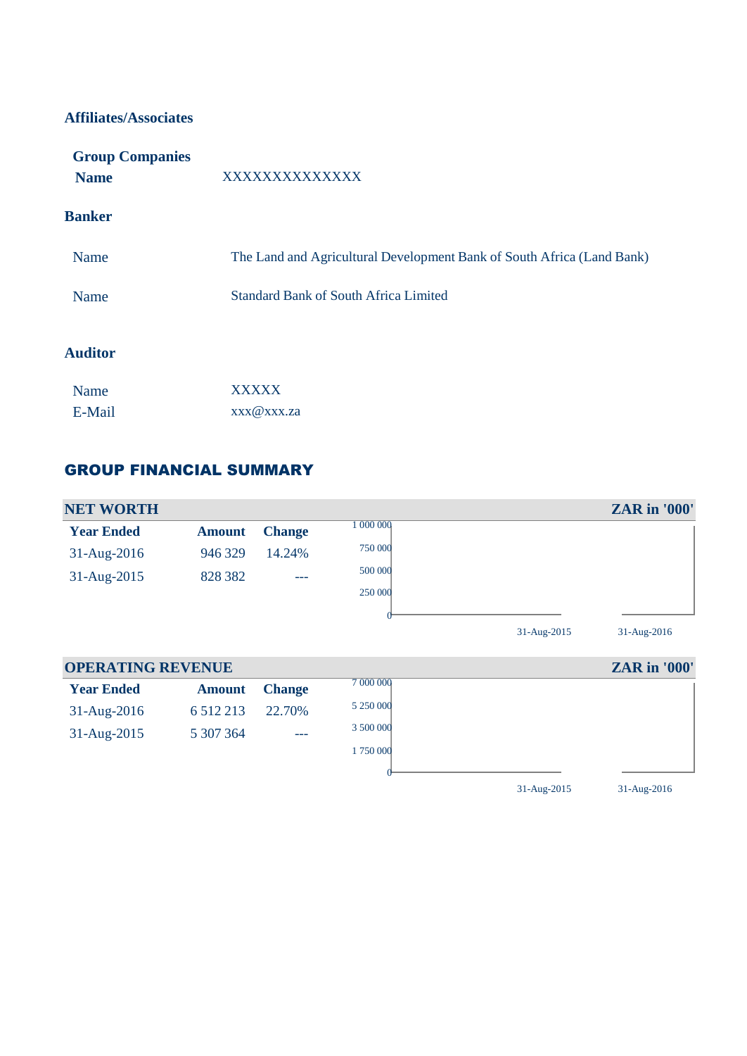## Affiliates/Associates

### Group Companies

| | |
|---|---|
| **Name** | XXXXXXXXXXXXXX |

## Banker

| | |
|---|---|
| Name | The Land and Agricultural Development Bank of South Africa (Land Bank) |
| Name | Standard Bank of South Africa Limited |

## Auditor

| | |
|---|---|
| Name | XXXXX |
| E-Mail | xxx@xxx.za |

## GROUP FINANCIAL SUMMARY

### NET WORTH — ZAR in '000'

| Year Ended | Amount | Change |
|---|---|---|
| 31-Aug-2016 | 946 329 | 14.24% |
| 31-Aug-2015 | 828 382 | --- |

### OPERATING REVENUE — ZAR in '000'

| Year Ended | Amount | Change |
|---|---|---|
| 31-Aug-2016 | 6 512 213 | 22.70% |
| 31-Aug-2015 | 5 307 364 | --- |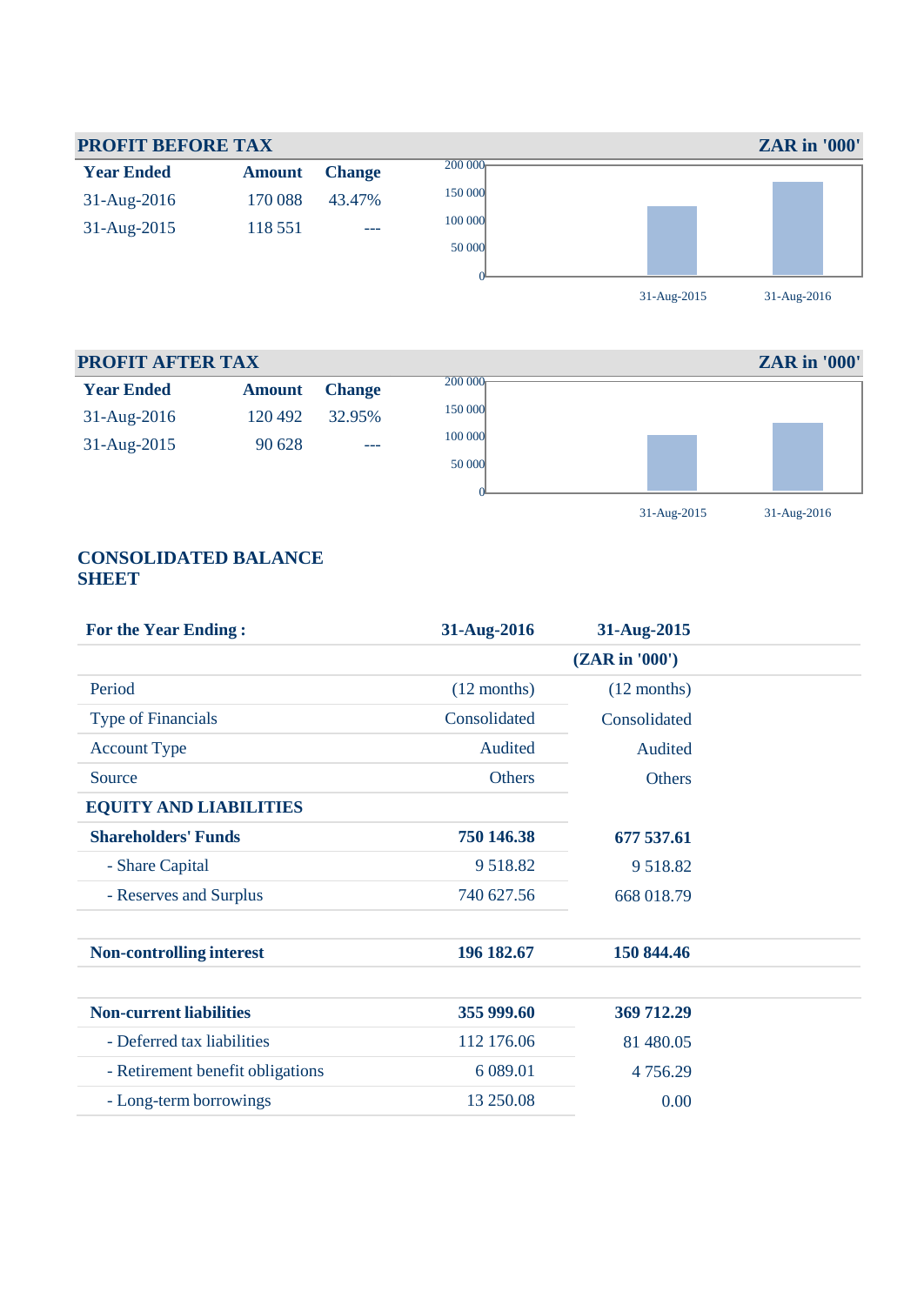## PROFIT BEFORE TAX

ZAR in '000'

| Year Ended | Amount | Change |
|---|---|---|
| 31-Aug-2016 | 170 088 | 43.47% |
| 31-Aug-2015 | 118 551 | --- |

## PROFIT AFTER TAX

ZAR in '000'

| Year Ended | Amount | Change |
|---|---|---|
| 31-Aug-2016 | 120 492 | 32.95% |
| 31-Aug-2015 | 90 628 | --- |

## CONSOLIDATED BALANCE SHEET

| For the Year Ending : | 31-Aug-2016 | 31-Aug-2015 |
|---|---|---|
| | | (ZAR in '000') |
| Period | (12 months) | (12 months) |
| Type of Financials | Consolidated | Consolidated |
| Account Type | Audited | Audited |
| Source | Others | Others |
| **EQUITY AND LIABILITIES** | | |
| **Shareholders' Funds** | **750 146.38** | **677 537.61** |
| - Share Capital | 9 518.82 | 9 518.82 |
| - Reserves and Surplus | 740 627.56 | 668 018.79 |
| **Non-controlling interest** | **196 182.67** | **150 844.46** |
| **Non-current liabilities** | **355 999.60** | **369 712.29** |
| - Deferred tax liabilities | 112 176.06 | 81 480.05 |
| - Retirement benefit obligations | 6 089.01 | 4 756.29 |
| - Long-term borrowings | 13 250.08 | 0.00 |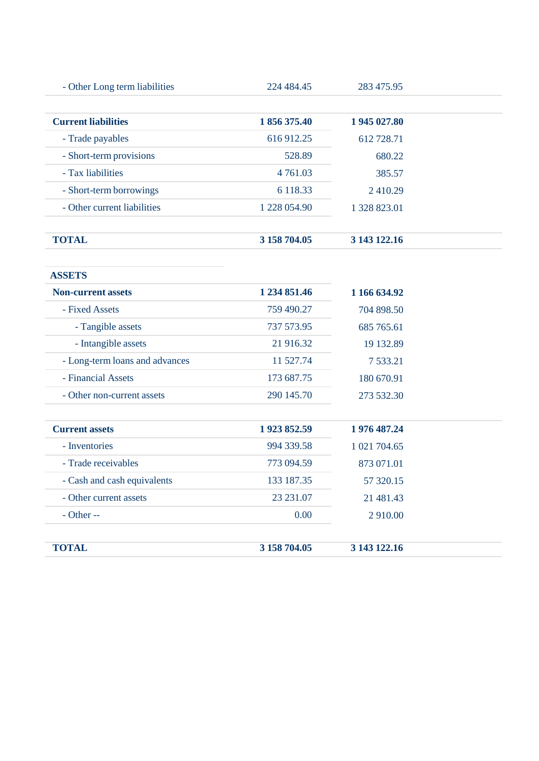| | | |
|---|---|---|
| - Other Long term liabilities | 224 484.45 | 283 475.95 |
| | | |
| **Current liabilities** | **1 856 375.40** | **1 945 027.80** |
| - Trade payables | 616 912.25 | 612 728.71 |
| - Short-term provisions | 528.89 | 680.22 |
| - Tax liabilities | 4 761.03 | 385.57 |
| - Short-term borrowings | 6 118.33 | 2 410.29 |
| - Other current liabilities | 1 228 054.90 | 1 328 823.01 |
| | | |
| **TOTAL** | **3 158 704.05** | **3 143 122.16** |

| **ASSETS** | | |
|---|---|---|
| **Non-current assets** | **1 234 851.46** | **1 166 634.92** |
| - Fixed Assets | 759 490.27 | 704 898.50 |
| - Tangible assets | 737 573.95 | 685 765.61 |
| - Intangible assets | 21 916.32 | 19 132.89 |
| - Long-term loans and advances | 11 527.74 | 7 533.21 |
| - Financial Assets | 173 687.75 | 180 670.91 |
| - Other non-current assets | 290 145.70 | 273 532.30 |
| | | |
| **Current assets** | **1 923 852.59** | **1 976 487.24** |
| - Inventories | 994 339.58 | 1 021 704.65 |
| - Trade receivables | 773 094.59 | 873 071.01 |
| - Cash and cash equivalents | 133 187.35 | 57 320.15 |
| - Other current assets | 23 231.07 | 21 481.43 |
| - Other -- | 0.00 | 2 910.00 |
| | | |
| **TOTAL** | **3 158 704.05** | **3 143 122.16** |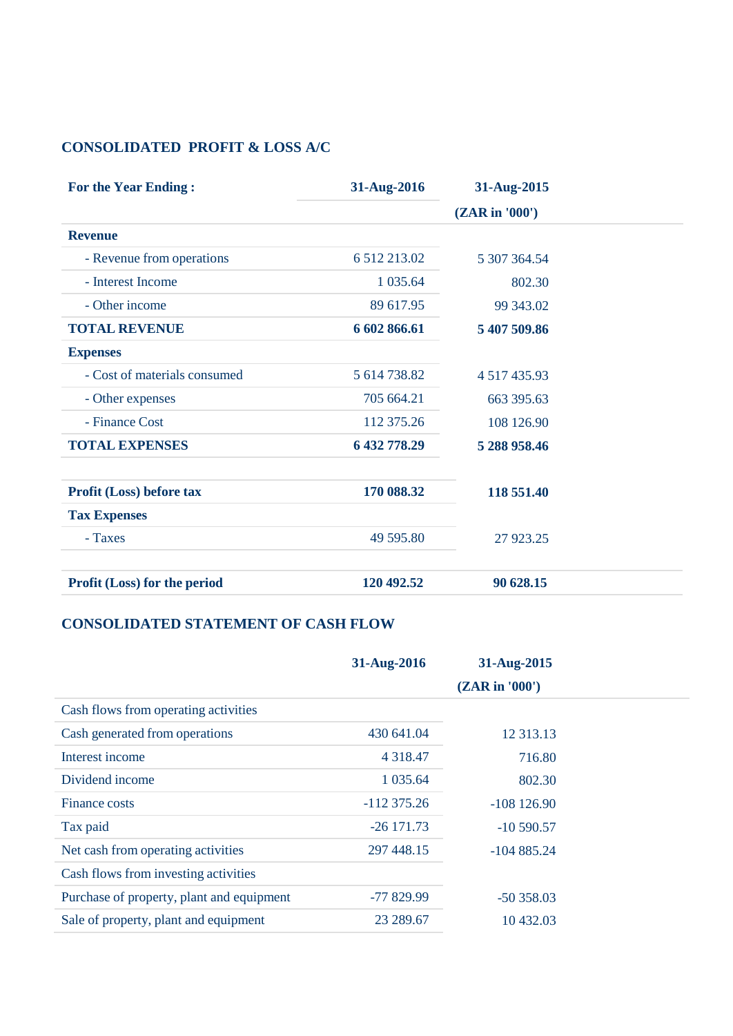## CONSOLIDATED PROFIT & LOSS A/C

| For the Year Ending : | 31-Aug-2016 | 31-Aug-2015 |
|---|---|---|
| | | (ZAR in '000') |
| **Revenue** | | |
| - Revenue from operations | 6 512 213.02 | 5 307 364.54 |
| - Interest Income | 1 035.64 | 802.30 |
| - Other income | 89 617.95 | 99 343.02 |
| **TOTAL REVENUE** | **6 602 866.61** | **5 407 509.86** |
| **Expenses** | | |
| - Cost of materials consumed | 5 614 738.82 | 4 517 435.93 |
| - Other expenses | 705 664.21 | 663 395.63 |
| - Finance Cost | 112 375.26 | 108 126.90 |
| **TOTAL EXPENSES** | **6 432 778.29** | **5 288 958.46** |
| | | |
| **Profit (Loss) before tax** | **170 088.32** | **118 551.40** |
| **Tax Expenses** | | |
| - Taxes | 49 595.80 | 27 923.25 |
| | | |
| **Profit (Loss) for the period** | **120 492.52** | **90 628.15** |

## CONSOLIDATED STATEMENT OF CASH FLOW

| | 31-Aug-2016 | 31-Aug-2015 |
|---|---|---|
| | | (ZAR in '000') |
| Cash flows from operating activities | | |
| Cash generated from operations | 430 641.04 | 12 313.13 |
| Interest income | 4 318.47 | 716.80 |
| Dividend income | 1 035.64 | 802.30 |
| Finance costs | -112 375.26 | -108 126.90 |
| Tax paid | -26 171.73 | -10 590.57 |
| Net cash from operating activities | 297 448.15 | -104 885.24 |
| Cash flows from investing activities | | |
| Purchase of property, plant and equipment | -77 829.99 | -50 358.03 |
| Sale of property, plant and equipment | 23 289.67 | 10 432.03 |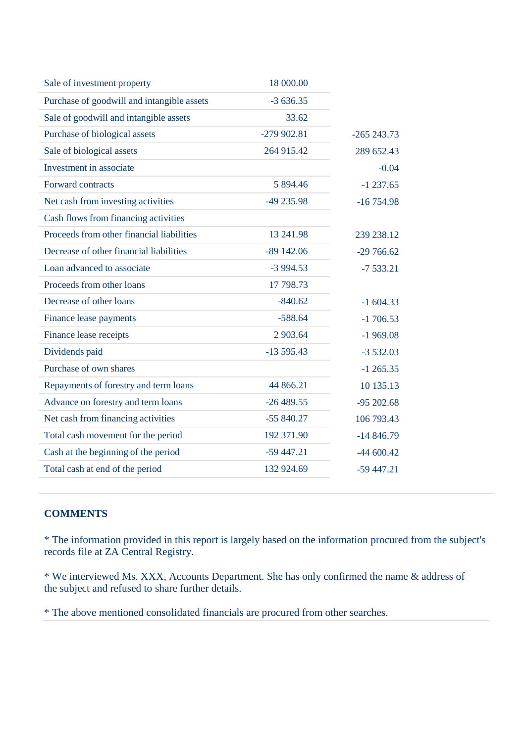| | | |
|---|---|---|
| Sale of investment property | 18 000.00 | |
| Purchase of goodwill and intangible assets | -3 636.35 | |
| Sale of goodwill and intangible assets | 33.62 | |
| Purchase of biological assets | -279 902.81 | -265 243.73 |
| Sale of biological assets | 264 915.42 | 289 652.43 |
| Investment in associate | | -0.04 |
| Forward contracts | 5 894.46 | -1 237.65 |
| Net cash from investing activities | -49 235.98 | -16 754.98 |
| Cash flows from financing activities | | |
| Proceeds from other financial liabilities | 13 241.98 | 239 238.12 |
| Decrease of other financial liabilities | -89 142.06 | -29 766.62 |
| Loan advanced to associate | -3 994.53 | -7 533.21 |
| Proceeds from other loans | 17 798.73 | |
| Decrease of other loans | -840.62 | -1 604.33 |
| Finance lease payments | -588.64 | -1 706.53 |
| Finance lease receipts | 2 903.64 | -1 969.08 |
| Dividends paid | -13 595.43 | -3 532.03 |
| Purchase of own shares | | -1 265.35 |
| Repayments of forestry and term loans | 44 866.21 | 10 135.13 |
| Advance on forestry and term loans | -26 489.55 | -95 202.68 |
| Net cash from financing activities | -55 840.27 | 106 793.43 |
| Total cash movement for the period | 192 371.90 | -14 846.79 |
| Cash at the beginning of the period | -59 447.21 | -44 600.42 |
| Total cash at end of the period | 132 924.69 | -59 447.21 |

## COMMENTS

* The information provided in this report is largely based on the information procured from the subject's records file at ZA Central Registry.

* We interviewed Ms. XXX, Accounts Department. She has only confirmed the name & address of the subject and refused to share further details.

* The above mentioned consolidated financials are procured from other searches.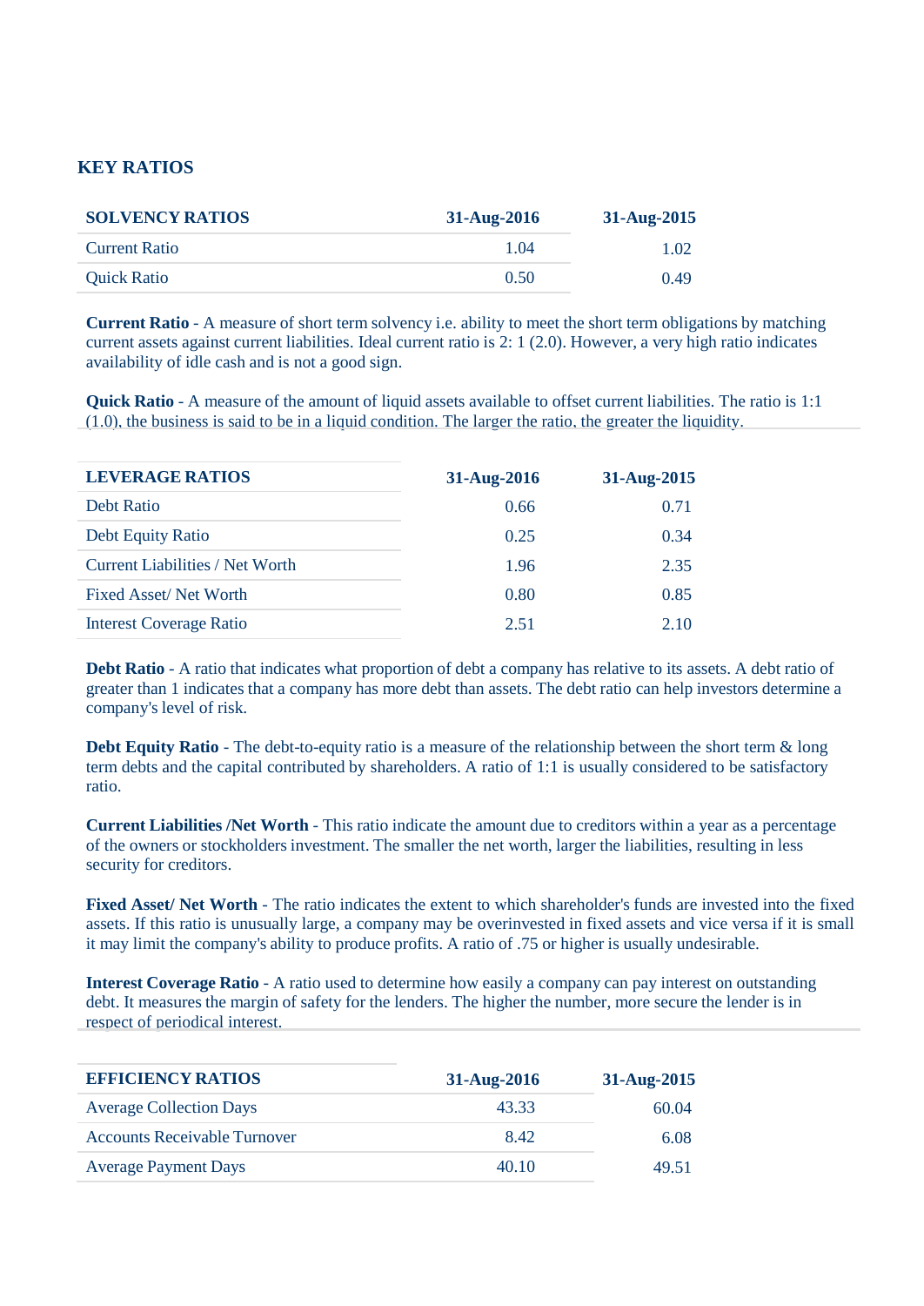## KEY RATIOS

| SOLVENCY RATIOS | 31-Aug-2016 | 31-Aug-2015 |
| --- | --- | --- |
| Current Ratio | 1.04 | 1.02 |
| Quick Ratio | 0.50 | 0.49 |

**Current Ratio** - A measure of short term solvency i.e. ability to meet the short term obligations by matching current assets against current liabilities. Ideal current ratio is 2: 1 (2.0). However, a very high ratio indicates availability of idle cash and is not a good sign.

**Quick Ratio** - A measure of the amount of liquid assets available to offset current liabilities. The ratio is 1:1 (1.0), the business is said to be in a liquid condition. The larger the ratio, the greater the liquidity.

| LEVERAGE RATIOS | 31-Aug-2016 | 31-Aug-2015 |
| --- | --- | --- |
| Debt Ratio | 0.66 | 0.71 |
| Debt Equity Ratio | 0.25 | 0.34 |
| Current Liabilities / Net Worth | 1.96 | 2.35 |
| Fixed Asset/ Net Worth | 0.80 | 0.85 |
| Interest Coverage Ratio | 2.51 | 2.10 |

**Debt Ratio** - A ratio that indicates what proportion of debt a company has relative to its assets. A debt ratio of greater than 1 indicates that a company has more debt than assets. The debt ratio can help investors determine a company's level of risk.

**Debt Equity Ratio** - The debt-to-equity ratio is a measure of the relationship between the short term & long term debts and the capital contributed by shareholders. A ratio of 1:1 is usually considered to be satisfactory ratio.

**Current Liabilities /Net Worth** - This ratio indicate the amount due to creditors within a year as a percentage of the owners or stockholders investment. The smaller the net worth, larger the liabilities, resulting in less security for creditors.

**Fixed Asset/ Net Worth** - The ratio indicates the extent to which shareholder's funds are invested into the fixed assets. If this ratio is unusually large, a company may be overinvested in fixed assets and vice versa if it is small it may limit the company's ability to produce profits. A ratio of .75 or higher is usually undesirable.

**Interest Coverage Ratio** - A ratio used to determine how easily a company can pay interest on outstanding debt. It measures the margin of safety for the lenders. The higher the number, more secure the lender is in respect of periodical interest.

| EFFICIENCY RATIOS | 31-Aug-2016 | 31-Aug-2015 |
| --- | --- | --- |
| Average Collection Days | 43.33 | 60.04 |
| Accounts Receivable Turnover | 8.42 | 6.08 |
| Average Payment Days | 40.10 | 49.51 |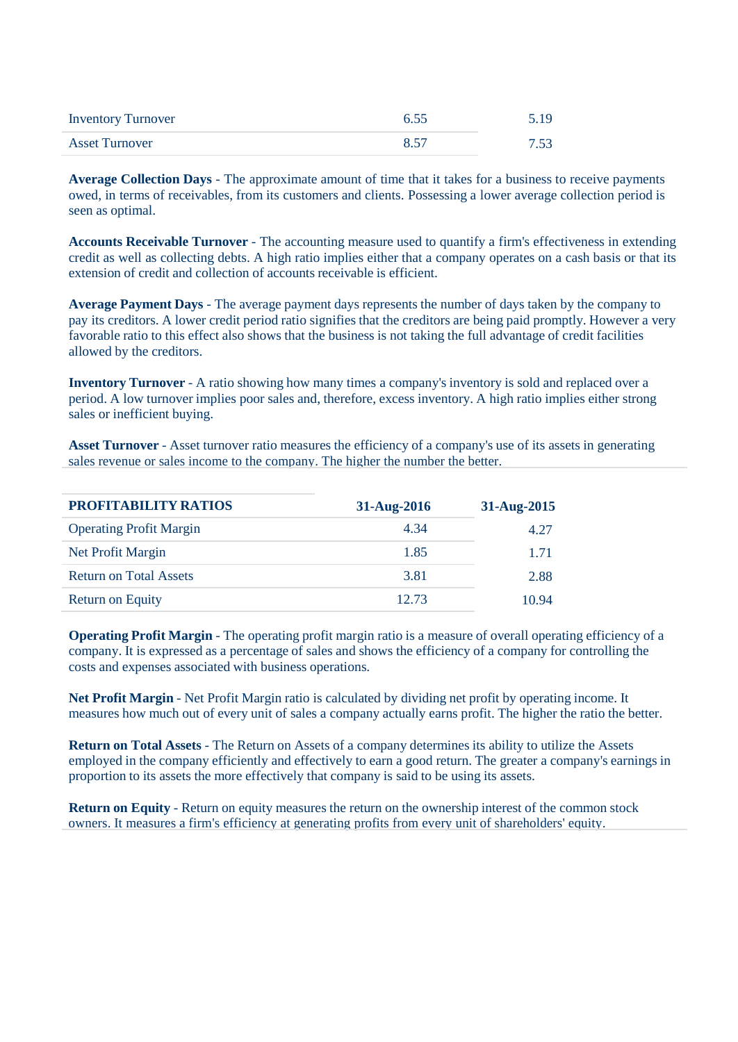| | | |
|---|---|---|
| Inventory Turnover | 6.55 | 5.19 |
| Asset Turnover | 8.57 | 7.53 |

**Average Collection Days** - The approximate amount of time that it takes for a business to receive payments owed, in terms of receivables, from its customers and clients. Possessing a lower average collection period is seen as optimal.

**Accounts Receivable Turnover** - The accounting measure used to quantify a firm's effectiveness in extending credit as well as collecting debts. A high ratio implies either that a company operates on a cash basis or that its extension of credit and collection of accounts receivable is efficient.

**Average Payment Days** - The average payment days represents the number of days taken by the company to pay its creditors. A lower credit period ratio signifies that the creditors are being paid promptly. However a very favorable ratio to this effect also shows that the business is not taking the full advantage of credit facilities allowed by the creditors.

**Inventory Turnover** - A ratio showing how many times a company's inventory is sold and replaced over a period. A low turnover implies poor sales and, therefore, excess inventory. A high ratio implies either strong sales or inefficient buying.

**Asset Turnover** - Asset turnover ratio measures the efficiency of a company's use of its assets in generating sales revenue or sales income to the company. The higher the number the better.

| PROFITABILITY RATIOS | 31-Aug-2016 | 31-Aug-2015 |
|---|---|---|
| Operating Profit Margin | 4.34 | 4.27 |
| Net Profit Margin | 1.85 | 1.71 |
| Return on Total Assets | 3.81 | 2.88 |
| Return on Equity | 12.73 | 10.94 |

**Operating Profit Margin** - The operating profit margin ratio is a measure of overall operating efficiency of a company. It is expressed as a percentage of sales and shows the efficiency of a company for controlling the costs and expenses associated with business operations.

**Net Profit Margin** - Net Profit Margin ratio is calculated by dividing net profit by operating income. It measures how much out of every unit of sales a company actually earns profit. The higher the ratio the better.

**Return on Total Assets** - The Return on Assets of a company determines its ability to utilize the Assets employed in the company efficiently and effectively to earn a good return. The greater a company's earnings in proportion to its assets the more effectively that company is said to be using its assets.

**Return on Equity** - Return on equity measures the return on the ownership interest of the common stock owners. It measures a firm's efficiency at generating profits from every unit of shareholders' equity.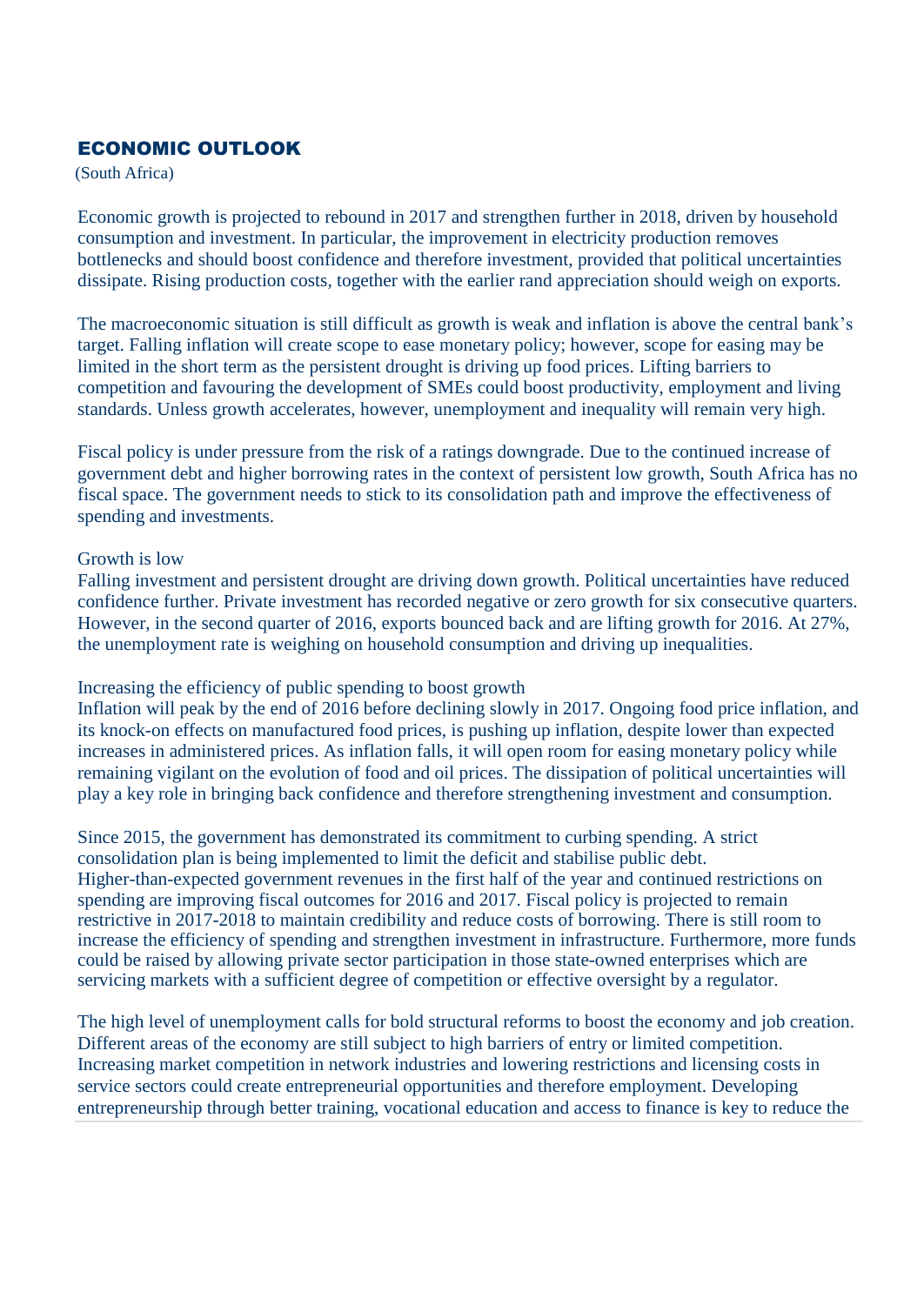## ECONOMIC OUTLOOK

(South Africa)

Economic growth is projected to rebound in 2017 and strengthen further in 2018, driven by household consumption and investment. In particular, the improvement in electricity production removes bottlenecks and should boost confidence and therefore investment, provided that political uncertainties dissipate. Rising production costs, together with the earlier rand appreciation should weigh on exports.

The macroeconomic situation is still difficult as growth is weak and inflation is above the central bank's target. Falling inflation will create scope to ease monetary policy; however, scope for easing may be limited in the short term as the persistent drought is driving up food prices. Lifting barriers to competition and favouring the development of SMEs could boost productivity, employment and living standards. Unless growth accelerates, however, unemployment and inequality will remain very high.

Fiscal policy is under pressure from the risk of a ratings downgrade. Due to the continued increase of government debt and higher borrowing rates in the context of persistent low growth, South Africa has no fiscal space. The government needs to stick to its consolidation path and improve the effectiveness of spending and investments.

Growth is low

Falling investment and persistent drought are driving down growth. Political uncertainties have reduced confidence further. Private investment has recorded negative or zero growth for six consecutive quarters. However, in the second quarter of 2016, exports bounced back and are lifting growth for 2016. At 27%, the unemployment rate is weighing on household consumption and driving up inequalities.

Increasing the efficiency of public spending to boost growth

Inflation will peak by the end of 2016 before declining slowly in 2017. Ongoing food price inflation, and its knock-on effects on manufactured food prices, is pushing up inflation, despite lower than expected increases in administered prices. As inflation falls, it will open room for easing monetary policy while remaining vigilant on the evolution of food and oil prices. The dissipation of political uncertainties will play a key role in bringing back confidence and therefore strengthening investment and consumption.

Since 2015, the government has demonstrated its commitment to curbing spending. A strict consolidation plan is being implemented to limit the deficit and stabilise public debt. Higher-than-expected government revenues in the first half of the year and continued restrictions on spending are improving fiscal outcomes for 2016 and 2017. Fiscal policy is projected to remain restrictive in 2017-2018 to maintain credibility and reduce costs of borrowing. There is still room to increase the efficiency of spending and strengthen investment in infrastructure. Furthermore, more funds could be raised by allowing private sector participation in those state-owned enterprises which are servicing markets with a sufficient degree of competition or effective oversight by a regulator.

The high level of unemployment calls for bold structural reforms to boost the economy and job creation. Different areas of the economy are still subject to high barriers of entry or limited competition. Increasing market competition in network industries and lowering restrictions and licensing costs in service sectors could create entrepreneurial opportunities and therefore employment. Developing entrepreneurship through better training, vocational education and access to finance is key to reduce the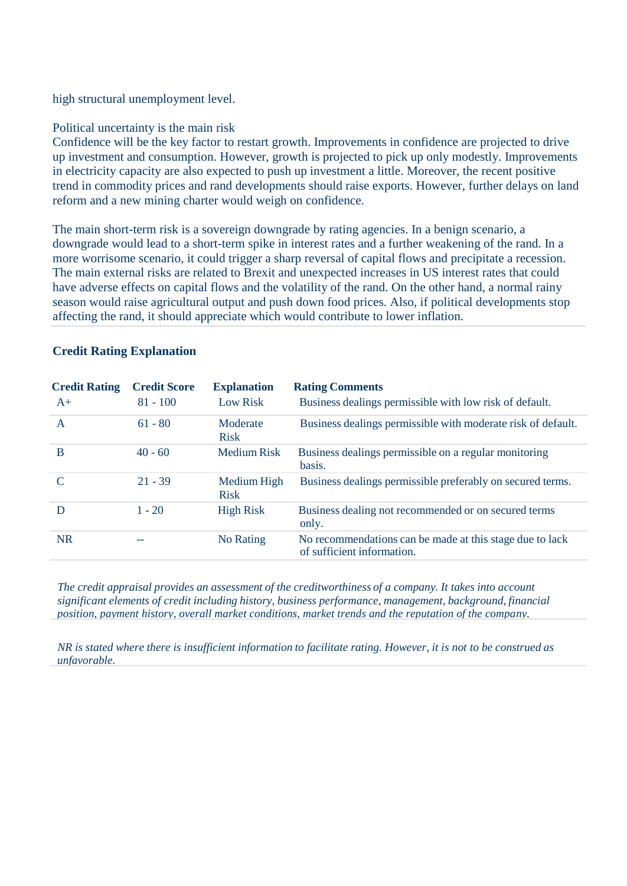high structural unemployment level.

Political uncertainty is the main risk
Confidence will be the key factor to restart growth. Improvements in confidence are projected to drive up investment and consumption. However, growth is projected to pick up only modestly. Improvements in electricity capacity are also expected to push up investment a little. Moreover, the recent positive trend in commodity prices and rand developments should raise exports. However, further delays on land reform and a new mining charter would weigh on confidence.

The main short-term risk is a sovereign downgrade by rating agencies. In a benign scenario, a downgrade would lead to a short-term spike in interest rates and a further weakening of the rand. In a more worrisome scenario, it could trigger a sharp reversal of capital flows and precipitate a recession. The main external risks are related to Brexit and unexpected increases in US interest rates that could have adverse effects on capital flows and the volatility of the rand. On the other hand, a normal rainy season would raise agricultural output and push down food prices. Also, if political developments stop affecting the rand, it should appreciate which would contribute to lower inflation.

## Credit Rating Explanation

| Credit Rating | Credit Score | Explanation | Rating Comments |
|---|---|---|---|
| A+ | 81 - 100 | Low Risk | Business dealings permissible with low risk of default. |
| A | 61 - 80 | Moderate Risk | Business dealings permissible with moderate risk of default. |
| B | 40 - 60 | Medium Risk | Business dealings permissible on a regular monitoring basis. |
| C | 21 - 39 | Medium High Risk | Business dealings permissible preferably on secured terms. |
| D | 1 - 20 | High Risk | Business dealing not recommended or on secured terms only. |
| NR | -- | No Rating | No recommendations can be made at this stage due to lack of sufficient information. |

*The credit appraisal provides an assessment of the creditworthiness of a company. It takes into account significant elements of credit including history, business performance, management, background, financial position, payment history, overall market conditions, market trends and the reputation of the company.*

*NR is stated where there is insufficient information to facilitate rating. However, it is not to be construed as unfavorable.*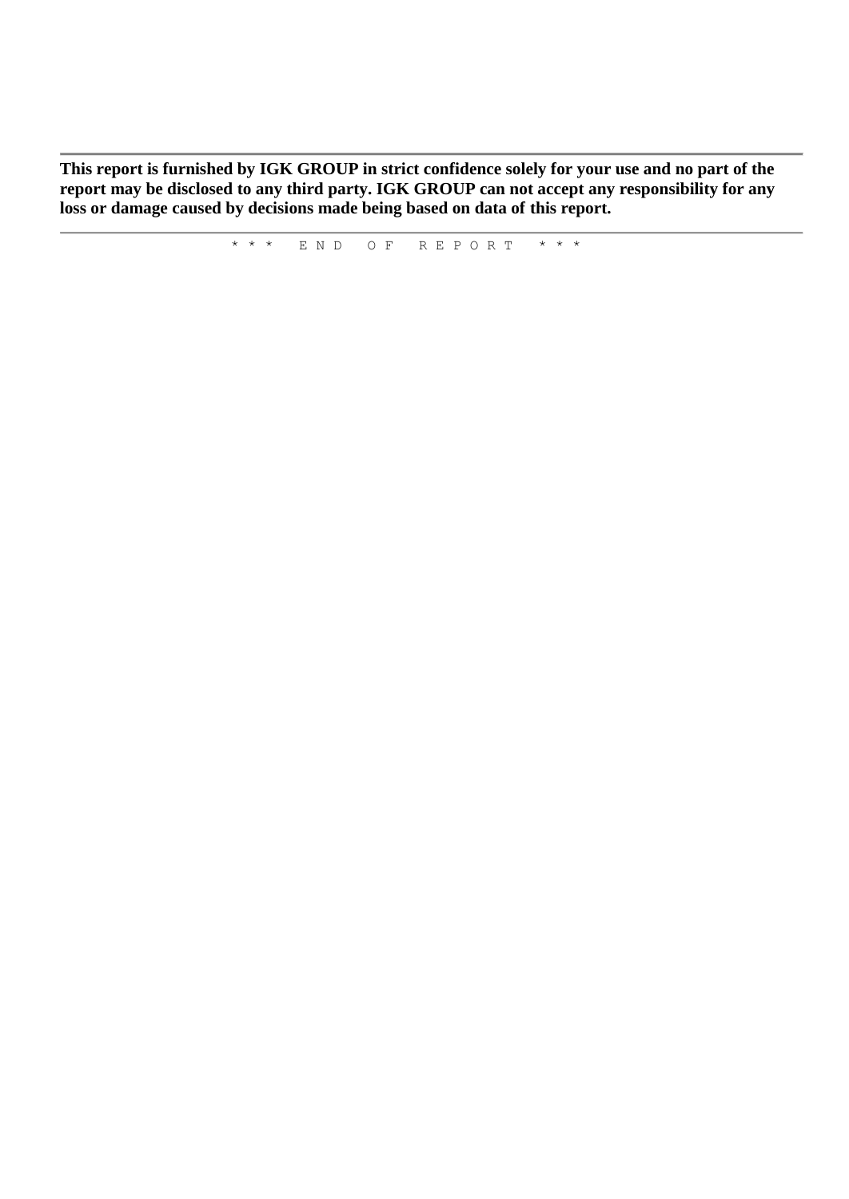---

**This report is furnished by IGK GROUP in strict confidence solely for your use and no part of the report may be disclosed to any third party. IGK GROUP can not accept any responsibility for any loss or damage caused by decisions made being based on data of this report.**

---

\* \* \*   E N D   O F   R E P O R T   \* \* \*